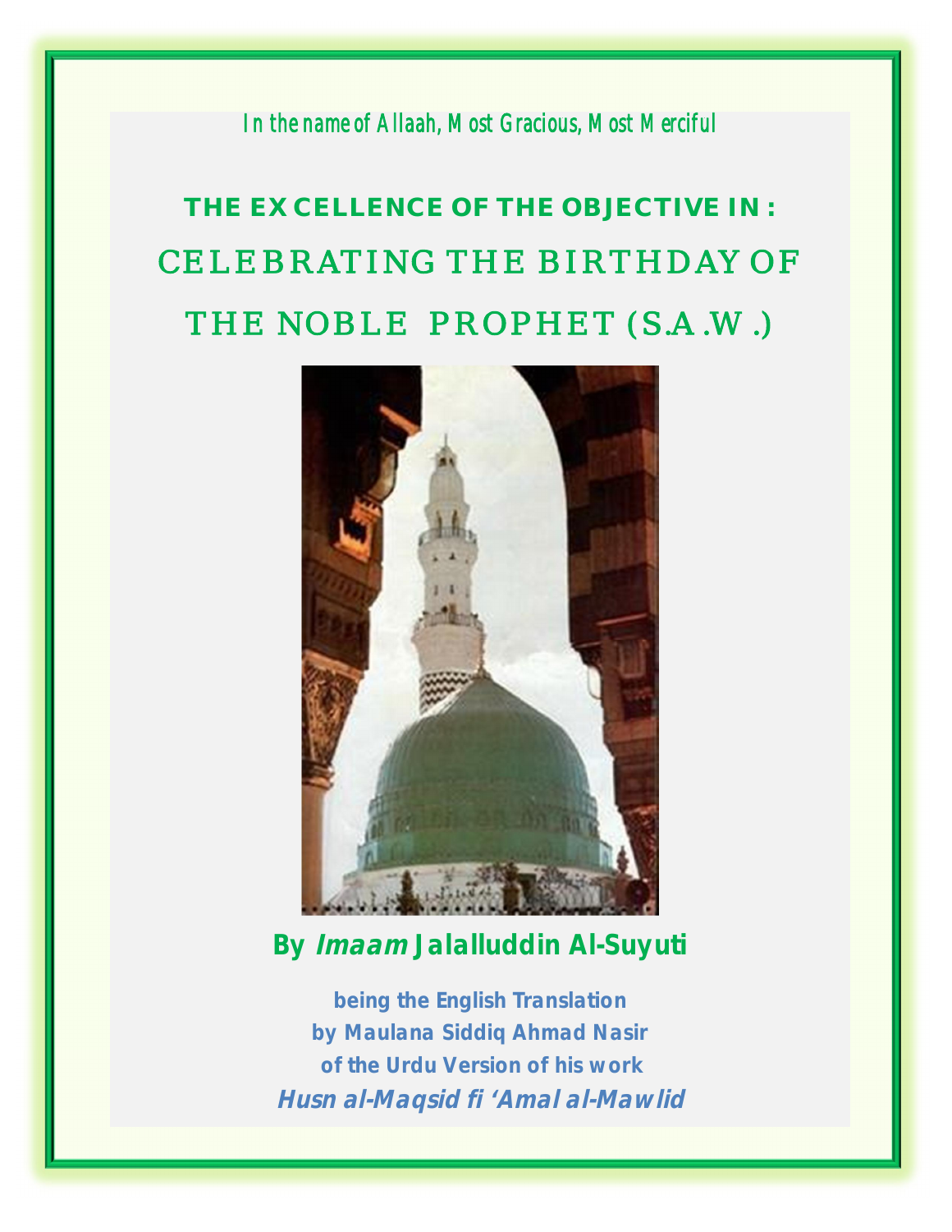*In the name of Allaah, Most Gracious, Most Merciful*

# THE EXCELLENCE OF THE OBJECTIVE IN :
# CELEBRATING THE BIRTHDAY OF THE NOBLE PROPHET (S.A.W.)

**By *Imaam* Jalalluddin Al-Suyuti**

**being the English Translation**
**by Maulana Siddiq Ahmad Nasir**
**of the Urdu Version of his work**
***Husn al-Maqsid fi 'Amal al-Mawlid***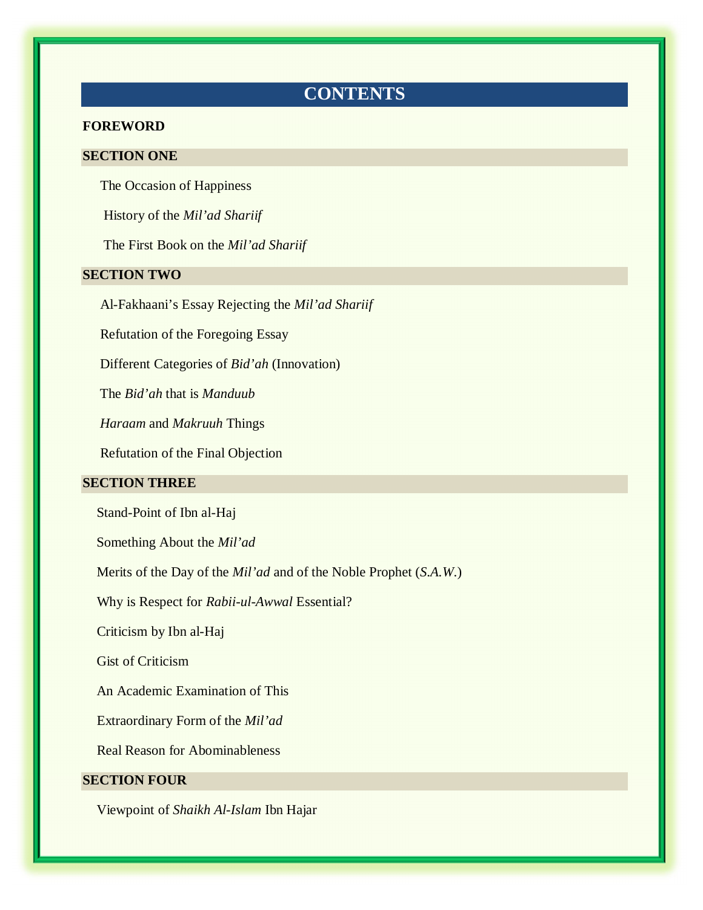# CONTENTS

**FOREWORD**

**SECTION ONE**

The Occasion of Happiness

History of the *Mil'ad Shariif*

The First Book on the *Mil'ad Shariif*

**SECTION TWO**

Al-Fakhaani's Essay Rejecting the *Mil'ad Shariif*

Refutation of the Foregoing Essay

Different Categories of *Bid'ah* (Innovation)

The *Bid'ah* that is *Manduub*

*Haraam* and *Makruuh* Things

Refutation of the Final Objection

**SECTION THREE**

Stand-Point of Ibn al-Haj

Something About the *Mil'ad*

Merits of the Day of the *Mil'ad* and of the Noble Prophet (*S.A.W.*)

Why is Respect for *Rabii-ul-Awwal* Essential?

Criticism by Ibn al-Haj

Gist of Criticism

An Academic Examination of This

Extraordinary Form of the *Mil'ad*

Real Reason for Abominableness

**SECTION FOUR**

Viewpoint of *Shaikh Al-Islam* Ibn Hajar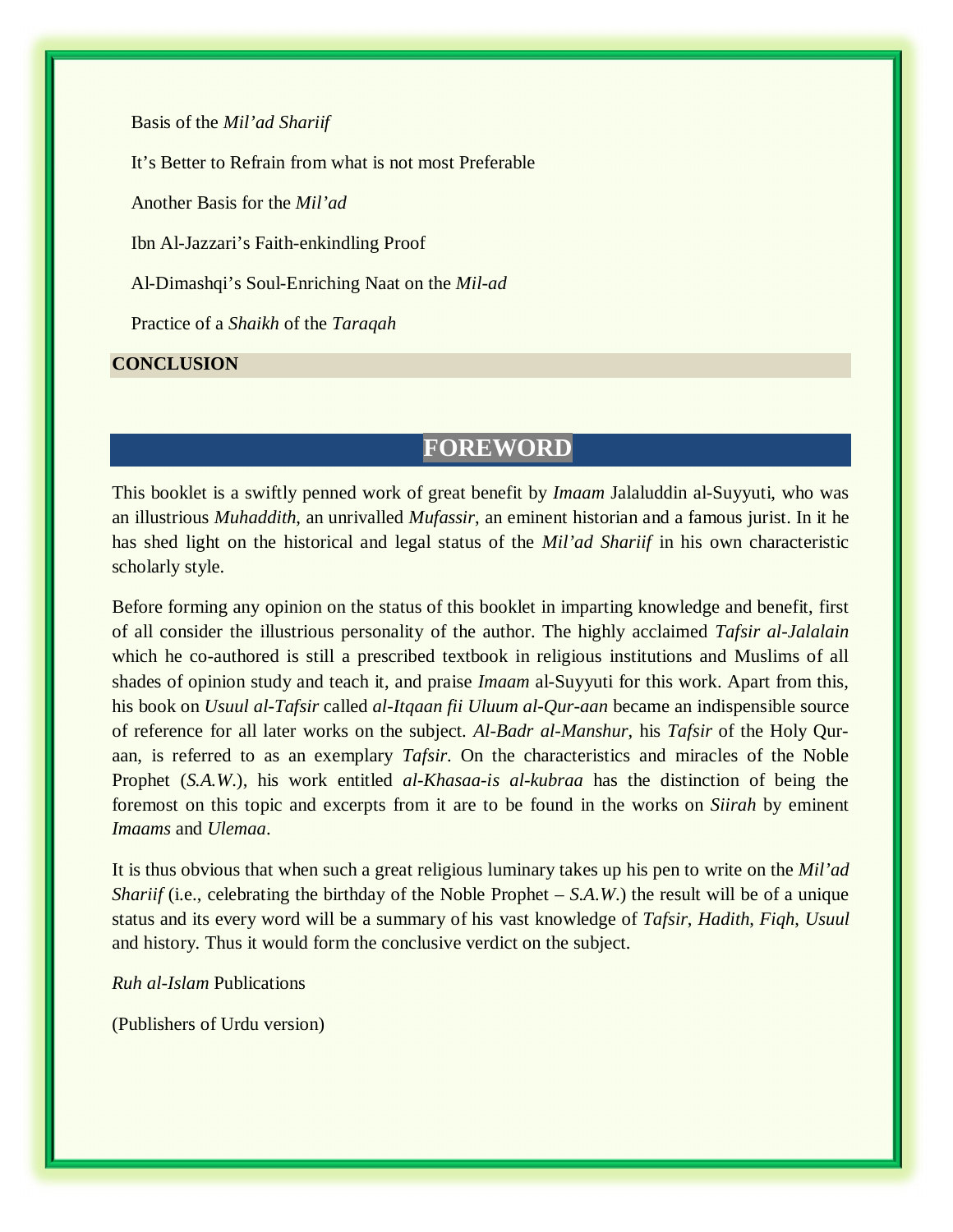Basis of the *Mil'ad Shariif*

It's Better to Refrain from what is not most Preferable

Another Basis for the *Mil'ad*

Ibn Al-Jazzari's Faith-enkindling Proof

Al-Dimashqi's Soul-Enriching Naat on the *Mil-ad*

Practice of a *Shaikh* of the *Taraqah*

**CONCLUSION**

## FOREWORD

This booklet is a swiftly penned work of great benefit by *Imaam* Jalaluddin al-Suyyuti, who was an illustrious *Muhaddith*, an unrivalled *Mufassir*, an eminent historian and a famous jurist. In it he has shed light on the historical and legal status of the *Mil'ad Shariif* in his own characteristic scholarly style.

Before forming any opinion on the status of this booklet in imparting knowledge and benefit, first of all consider the illustrious personality of the author. The highly acclaimed *Tafsir al-Jalalain* which he co-authored is still a prescribed textbook in religious institutions and Muslims of all shades of opinion study and teach it, and praise *Imaam* al-Suyyuti for this work. Apart from this, his book on *Usuul al-Tafsir* called *al-Itqaan fii Uluum al-Qur-aan* became an indispensible source of reference for all later works on the subject. *Al-Badr al-Manshur*, his *Tafsir* of the Holy Qur-aan, is referred to as an exemplary *Tafsir*. On the characteristics and miracles of the Noble Prophet (*S.A.W.*), his work entitled *al-Khasaa-is al-kubraa* has the distinction of being the foremost on this topic and excerpts from it are to be found in the works on *Siirah* by eminent *Imaams* and *Ulemaa*.

It is thus obvious that when such a great religious luminary takes up his pen to write on the *Mil'ad Shariif* (i.e., celebrating the birthday of the Noble Prophet – *S.A.W.*) the result will be of a unique status and its every word will be a summary of his vast knowledge of *Tafsir*, *Hadith*, *Fiqh*, *Usuul* and history. Thus it would form the conclusive verdict on the subject.

*Ruh al-Islam* Publications

(Publishers of Urdu version)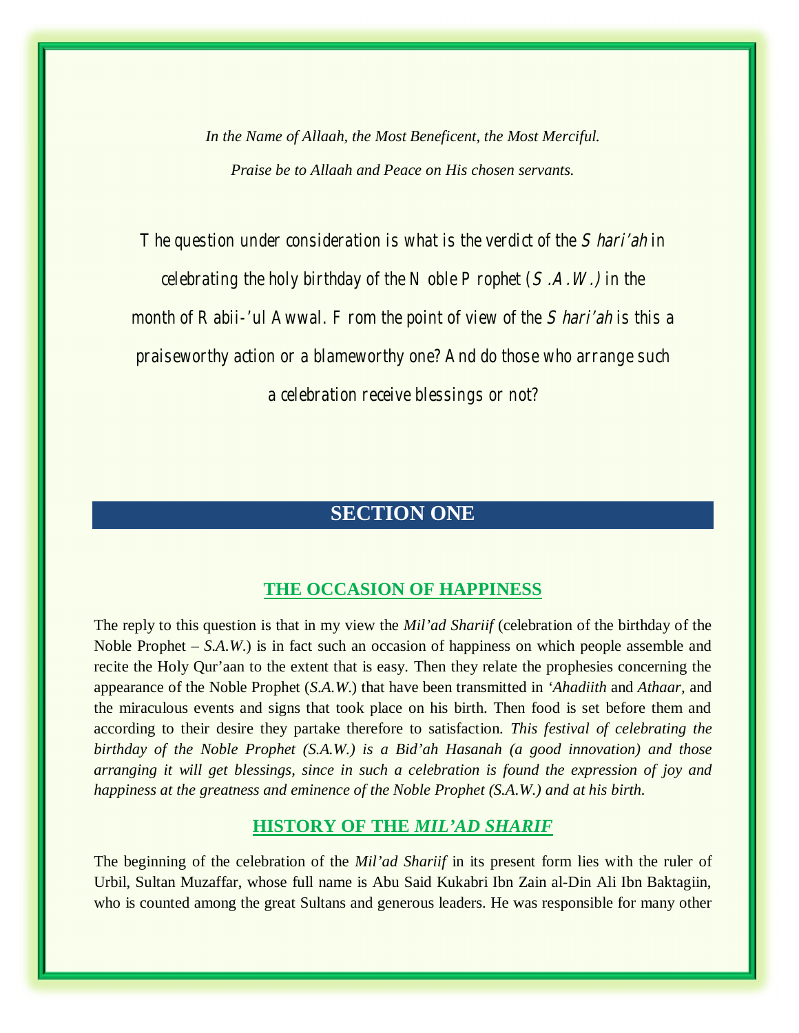*In the Name of Allaah, the Most Beneficent, the Most Merciful.*

*Praise be to Allaah and Peace on His chosen servants.*

The question under consideration is what is the verdict of the *Shari'ah* in celebrating the holy birthday of the Noble Prophet (*S.A.W.*) in the month of Rabii-'ul Awwal. From the point of view of the *Shari'ah* is this a praiseworthy action or a blameworthy one? And do those who arrange such a celebration receive blessings or not?

# SECTION ONE

## THE OCCASION OF HAPPINESS

The reply to this question is that in my view the *Mil'ad Shariif* (celebration of the birthday of the Noble Prophet – *S.A.W.*) is in fact such an occasion of happiness on which people assemble and recite the Holy Qur'aan to the extent that is easy. Then they relate the prophesies concerning the appearance of the Noble Prophet (*S.A.W.*) that have been transmitted in *'Ahadiith* and *Athaar,* and the miraculous events and signs that took place on his birth. Then food is set before them and according to their desire they partake therefore to satisfaction. ***This festival of celebrating the birthday of the Noble Prophet (S.A.W.) is a Bid'ah Hasanah (a good innovation) and those arranging it will get blessings, since in such a celebration is found the expression of joy and happiness at the greatness and eminence of the Noble Prophet (S.A.W.) and at his birth.***

## HISTORY OF THE *MIL'AD SHARIF*

The beginning of the celebration of the *Mil'ad Shariif* in its present form lies with the ruler of Urbil, Sultan Muzaffar, whose full name is Abu Said Kukabri Ibn Zain al-Din Ali Ibn Baktagiin, who is counted among the great Sultans and generous leaders. He was responsible for many other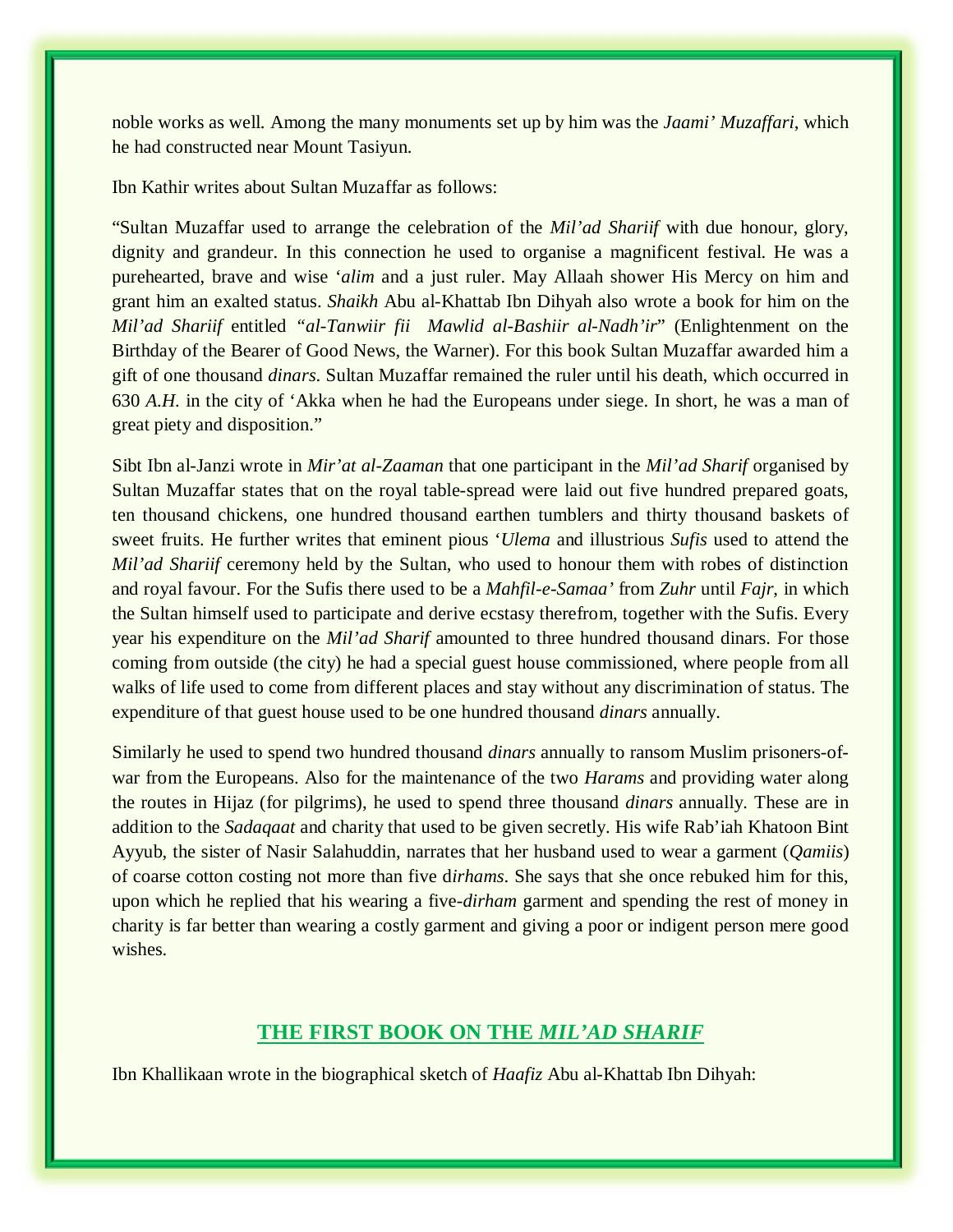noble works as well. Among the many monuments set up by him was the *Jaami' Muzaffari*, which he had constructed near Mount Tasiyun.

Ibn Kathir writes about Sultan Muzaffar as follows:

"Sultan Muzaffar used to arrange the celebration of the *Mil'ad Shariif* with due honour, glory, dignity and grandeur. In this connection he used to organise a magnificent festival. He was a purehearted, brave and wise '*alim* and a just ruler. May Allaah shower His Mercy on him and grant him an exalted status. *Shaikh* Abu al-Khattab Ibn Dihyah also wrote a book for him on the *Mil'ad Shariif* entitled "*al-Tanwiir fii Mawlid al-Bashiir al-Nadh'ir*" (Enlightenment on the Birthday of the Bearer of Good News, the Warner). For this book Sultan Muzaffar awarded him a gift of one thousand *dinars*. Sultan Muzaffar remained the ruler until his death, which occurred in 630 *A.H.* in the city of 'Akka when he had the Europeans under siege. In short, he was a man of great piety and disposition."

Sibt Ibn al-Janzi wrote in *Mir'at al-Zaaman* that one participant in the *Mil'ad Sharif* organised by Sultan Muzaffar states that on the royal table-spread were laid out five hundred prepared goats, ten thousand chickens, one hundred thousand earthen tumblers and thirty thousand baskets of sweet fruits. He further writes that eminent pious '*Ulema* and illustrious *Sufis* used to attend the *Mil'ad Shariif* ceremony held by the Sultan, who used to honour them with robes of distinction and royal favour. For the Sufis there used to be a *Mahfil-e-Samaa'* from *Zuhr* until *Fajr*, in which the Sultan himself used to participate and derive ecstasy therefrom, together with the Sufis. Every year his expenditure on the *Mil'ad Sharif* amounted to three hundred thousand dinars. For those coming from outside (the city) he had a special guest house commissioned, where people from all walks of life used to come from different places and stay without any discrimination of status. The expenditure of that guest house used to be one hundred thousand *dinars* annually.

Similarly he used to spend two hundred thousand *dinars* annually to ransom Muslim prisoners-of-war from the Europeans. Also for the maintenance of the two *Harams* and providing water along the routes in Hijaz (for pilgrims), he used to spend three thousand *dinars* annually. These are in addition to the *Sadaqaat* and charity that used to be given secretly. His wife Rab'iah Khatoon Bint Ayyub, the sister of Nasir Salahuddin, narrates that her husband used to wear a garment (*Qamiis*) of coarse cotton costing not more than five d*irhams*. She says that she once rebuked him for this, upon which he replied that his wearing a five-*dirham* garment and spending the rest of money in charity is far better than wearing a costly garment and giving a poor or indigent person mere good wishes.

## THE FIRST BOOK ON THE *MIL'AD SHARIF*

Ibn Khallikaan wrote in the biographical sketch of *Haafiz* Abu al-Khattab Ibn Dihyah: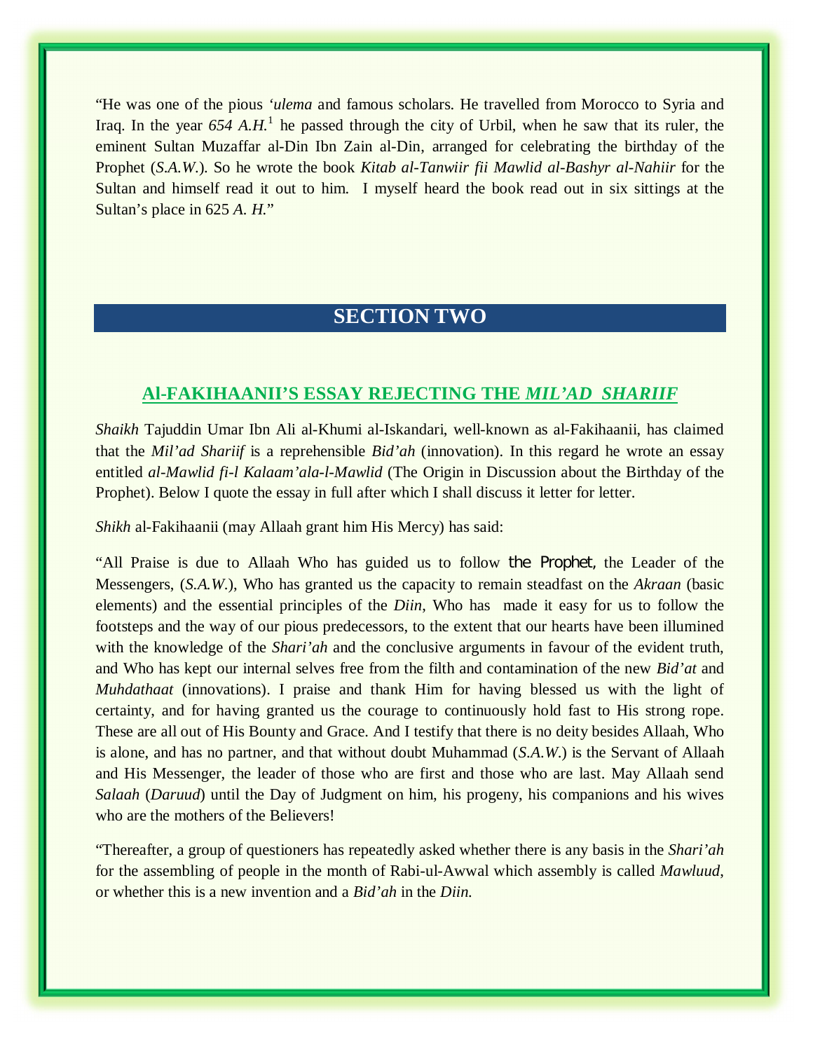"He was one of the pious *'ulema* and famous scholars. He travelled from Morocco to Syria and Iraq. In the year *654 A.H.*[1] he passed through the city of Urbil, when he saw that its ruler, the eminent Sultan Muzaffar al-Din Ibn Zain al-Din, arranged for celebrating the birthday of the Prophet (*S.A.W.*). So he wrote the book *Kitab al-Tanwiir fii Mawlid al-Bashyr al-Nahiir* for the Sultan and himself read it out to him. I myself heard the book read out in six sittings at the Sultan's place in 625 *A. H.*"

## SECTION TWO

### Al-FAKIHAANII'S ESSAY REJECTING THE *MIL'AD SHARIIF*

*Shaikh* Tajuddin Umar Ibn Ali al-Khumi al-Iskandari, well-known as al-Fakihaanii, has claimed that the *Mil'ad Shariif* is a reprehensible *Bid'ah* (innovation). In this regard he wrote an essay entitled *al-Mawlid fi-l Kalaam'ala-l-Mawlid* (The Origin in Discussion about the Birthday of the Prophet). Below I quote the essay in full after which I shall discuss it letter for letter.

*Shikh* al-Fakihaanii (may Allaah grant him His Mercy) has said:

"All Praise is due to Allaah Who has guided us to follow the Prophet, the Leader of the Messengers, (*S.A.W.*), Who has granted us the capacity to remain steadfast on the *Akraan* (basic elements) and the essential principles of the *Diin*, Who has made it easy for us to follow the footsteps and the way of our pious predecessors, to the extent that our hearts have been illumined with the knowledge of the *Shari'ah* and the conclusive arguments in favour of the evident truth, and Who has kept our internal selves free from the filth and contamination of the new *Bid'at* and *Muhdathaat* (innovations). I praise and thank Him for having blessed us with the light of certainty, and for having granted us the courage to continuously hold fast to His strong rope. These are all out of His Bounty and Grace. And I testify that there is no deity besides Allaah, Who is alone, and has no partner, and that without doubt Muhammad (*S.A.W.*) is the Servant of Allaah and His Messenger, the leader of those who are first and those who are last. May Allaah send *Salaah* (*Daruud*) until the Day of Judgment on him, his progeny, his companions and his wives who are the mothers of the Believers!

"Thereafter, a group of questioners has repeatedly asked whether there is any basis in the *Shari'ah* for the assembling of people in the month of Rabi-ul-Awwal which assembly is called *Mawluud*, or whether this is a new invention and a *Bid'ah* in the *Diin*.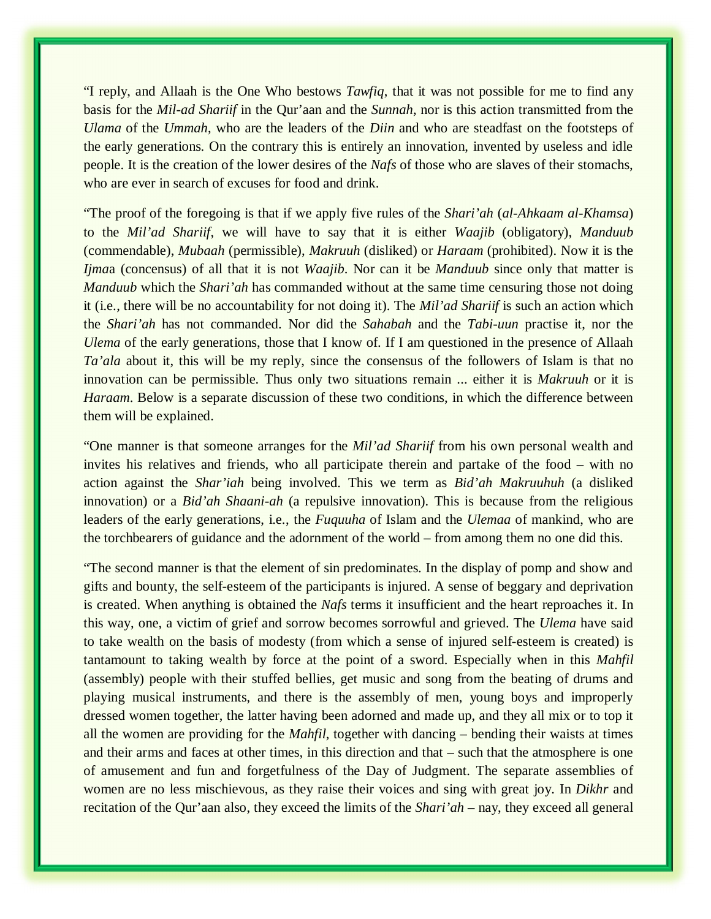"I reply, and Allaah is the One Who bestows *Tawfiq*, that it was not possible for me to find any basis for the *Mil-ad Shariif* in the Qur'aan and the *Sunnah*, nor is this action transmitted from the *Ulama* of the *Ummah*, who are the leaders of the *Diin* and who are steadfast on the footsteps of the early generations. On the contrary this is entirely an innovation, invented by useless and idle people. It is the creation of the lower desires of the *Nafs* of those who are slaves of their stomachs, who are ever in search of excuses for food and drink.

"The proof of the foregoing is that if we apply five rules of the *Shari'ah* (*al-Ahkaam al-Khamsa*) to the *Mil'ad Shariif*, we will have to say that it is either *Waajib* (obligatory), *Manduub* (commendable), *Mubaah* (permissible), *Makruuh* (disliked) or *Haraam* (prohibited). Now it is the *Ijma*a (concensus) of all that it is not *Waajib*. Nor can it be *Manduub* since only that matter is *Manduub* which the *Shari'ah* has commanded without at the same time censuring those not doing it (i.e., there will be no accountability for not doing it). The *Mil'ad Shariif* is such an action which the *Shari'ah* has not commanded. Nor did the *Sahabah* and the *Tabi-uun* practise it, nor the *Ulema* of the early generations, those that I know of. If I am questioned in the presence of Allaah *Ta'ala* about it, this will be my reply, since the consensus of the followers of Islam is that no innovation can be permissible. Thus only two situations remain ... either it is *Makruuh* or it is *Haraam*. Below is a separate discussion of these two conditions, in which the difference between them will be explained.

"One manner is that someone arranges for the *Mil'ad Shariif* from his own personal wealth and invites his relatives and friends, who all participate therein and partake of the food – with no action against the *Shar'iah* being involved. This we term as *Bid'ah Makruuhuh* (a disliked innovation) or a *Bid'ah Shaani-ah* (a repulsive innovation). This is because from the religious leaders of the early generations, i.e., the *Fuquuha* of Islam and the *Ulemaa* of mankind, who are the torchbearers of guidance and the adornment of the world – from among them no one did this.

"The second manner is that the element of sin predominates. In the display of pomp and show and gifts and bounty, the self-esteem of the participants is injured. A sense of beggary and deprivation is created. When anything is obtained the *Nafs* terms it insufficient and the heart reproaches it. In this way, one, a victim of grief and sorrow becomes sorrowful and grieved. The *Ulema* have said to take wealth on the basis of modesty (from which a sense of injured self-esteem is created) is tantamount to taking wealth by force at the point of a sword. Especially when in this *Mahfil* (assembly) people with their stuffed bellies, get music and song from the beating of drums and playing musical instruments, and there is the assembly of men, young boys and improperly dressed women together, the latter having been adorned and made up, and they all mix or to top it all the women are providing for the *Mahfil*, together with dancing – bending their waists at times and their arms and faces at other times, in this direction and that – such that the atmosphere is one of amusement and fun and forgetfulness of the Day of Judgment. The separate assemblies of women are no less mischievous, as they raise their voices and sing with great joy. In *Dikhr* and recitation of the Qur'aan also, they exceed the limits of the *Shari'ah* – nay, they exceed all general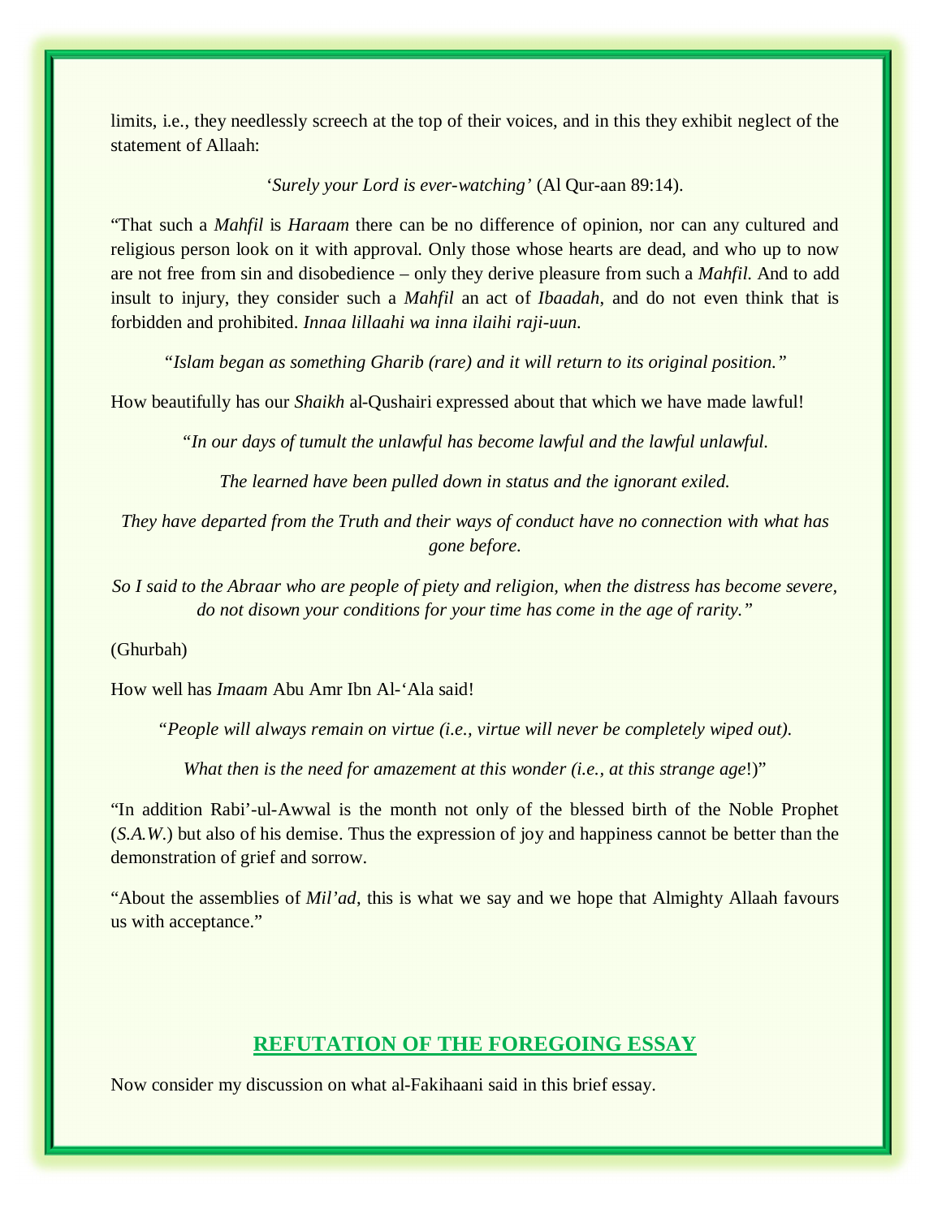limits, i.e., they needlessly screech at the top of their voices, and in this they exhibit neglect of the statement of Allaah:

‘*Surely your Lord is ever-watching’* (Al Qur-aan 89:14).

“That such a *Mahfil* is *Haraam* there can be no difference of opinion, nor can any cultured and religious person look on it with approval. Only those whose hearts are dead, and who up to now are not free from sin and disobedience – only they derive pleasure from such a *Mahfil.* And to add insult to injury, they consider such a *Mahfil* an act of *Ibaadah,* and do not even think that is forbidden and prohibited. *Innaa lillaahi wa inna ilaihi raji-uun.*

*“Islam began as something Gharib (rare) and it will return to its original position.”*

How beautifully has our *Shaikh* al-Qushairi expressed about that which we have made lawful!

*“In our days of tumult the unlawful has become lawful and the lawful unlawful.*

*The learned have been pulled down in status and the ignorant exiled.*

*They have departed from the Truth and their ways of conduct have no connection with what has gone before.*

*So I said to the Abraar who are people of piety and religion, when the distress has become severe, do not disown your conditions for your time has come in the age of rarity.”*

(Ghurbah)

How well has *Imaam* Abu Amr Ibn Al-‘Ala said!

*“People will always remain on virtue (i.e., virtue will never be completely wiped out).*

*What then is the need for amazement at this wonder (i.e., at this strange age*!)”

“In addition Rabi’-ul-Awwal is the month not only of the blessed birth of the Noble Prophet (*S.A.W.*) but also of his demise. Thus the expression of joy and happiness cannot be better than the demonstration of grief and sorrow.

“About the assemblies of *Mil’ad*, this is what we say and we hope that Almighty Allaah favours us with acceptance.”

## REFUTATION OF THE FOREGOING ESSAY

Now consider my discussion on what al-Fakihaani said in this brief essay.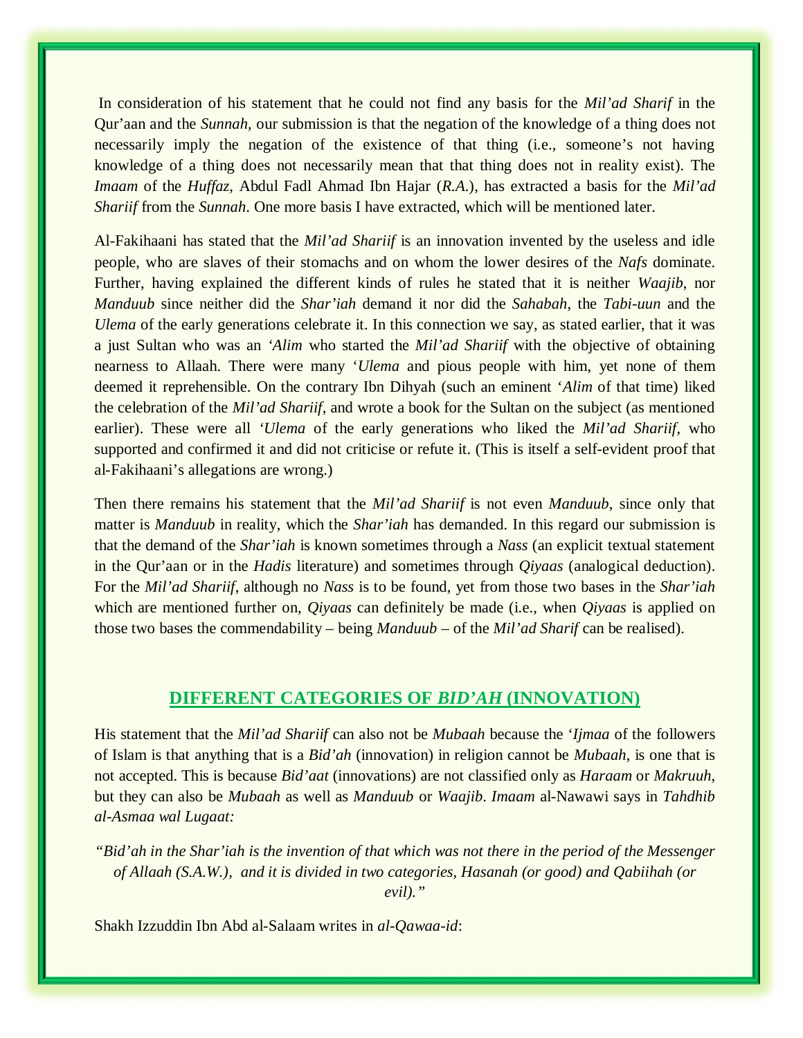In consideration of his statement that he could not find any basis for the *Mil'ad Sharif* in the Qur'aan and the *Sunnah*, our submission is that the negation of the knowledge of a thing does not necessarily imply the negation of the existence of that thing (i.e., someone's not having knowledge of a thing does not necessarily mean that that thing does not in reality exist). The *Imaam* of the *Huffaz*, Abdul Fadl Ahmad Ibn Hajar (*R.A.*), has extracted a basis for the *Mil'ad Shariif* from the *Sunnah*. One more basis I have extracted, which will be mentioned later.

Al-Fakihaani has stated that the *Mil'ad Shariif* is an innovation invented by the useless and idle people, who are slaves of their stomachs and on whom the lower desires of the *Nafs* dominate. Further, having explained the different kinds of rules he stated that it is neither *Waajib*, nor *Manduub* since neither did the *Shar'iah* demand it nor did the *Sahabah*, the *Tabi-uun* and the *Ulema* of the early generations celebrate it. In this connection we say, as stated earlier, that it was a just Sultan who was an *'Alim* who started the *Mil'ad Shariif* with the objective of obtaining nearness to Allaah. There were many *'Ulema* and pious people with him, yet none of them deemed it reprehensible. On the contrary Ibn Dihyah (such an eminent *'Alim* of that time) liked the celebration of the *Mil'ad Shariif*, and wrote a book for the Sultan on the subject (as mentioned earlier). These were all *'Ulema* of the early generations who liked the *Mil'ad Shariif*, who supported and confirmed it and did not criticise or refute it. (This is itself a self-evident proof that al-Fakihaani's allegations are wrong.)

Then there remains his statement that the *Mil'ad Shariif* is not even *Manduub*, since only that matter is *Manduub* in reality, which the *Shar'iah* has demanded. In this regard our submission is that the demand of the *Shar'iah* is known sometimes through a *Nass* (an explicit textual statement in the Qur'aan or in the *Hadis* literature) and sometimes through *Qiyaas* (analogical deduction). For the *Mil'ad Shariif*, although no *Nass* is to be found, yet from those two bases in the *Shar'iah* which are mentioned further on, *Qiyaas* can definitely be made (i.e., when *Qiyaas* is applied on those two bases the commendability – being *Manduub* – of the *Mil'ad Sharif* can be realised).

## DIFFERENT CATEGORIES OF *BID'AH* (INNOVATION)

His statement that the *Mil'ad Shariif* can also not be *Mubaah* because the *'Ijmaa* of the followers of Islam is that anything that is a *Bid'ah* (innovation) in religion cannot be *Mubaah*, is one that is not accepted. This is because *Bid'aat* (innovations) are not classified only as *Haraam* or *Makruuh*, but they can also be *Mubaah* as well as *Manduub* or *Waajib*. *Imaam* al-Nawawi says in *Tahdhib al-Asmaa wal Lugaat:*

*"Bid'ah in the Shar'iah is the invention of that which was not there in the period of the Messenger of Allaah (S.A.W.), and it is divided in two categories, Hasanah (or good) and Qabiihah (or evil)."*

Shakh Izzuddin Ibn Abd al-Salaam writes in *al-Qawaa-id*: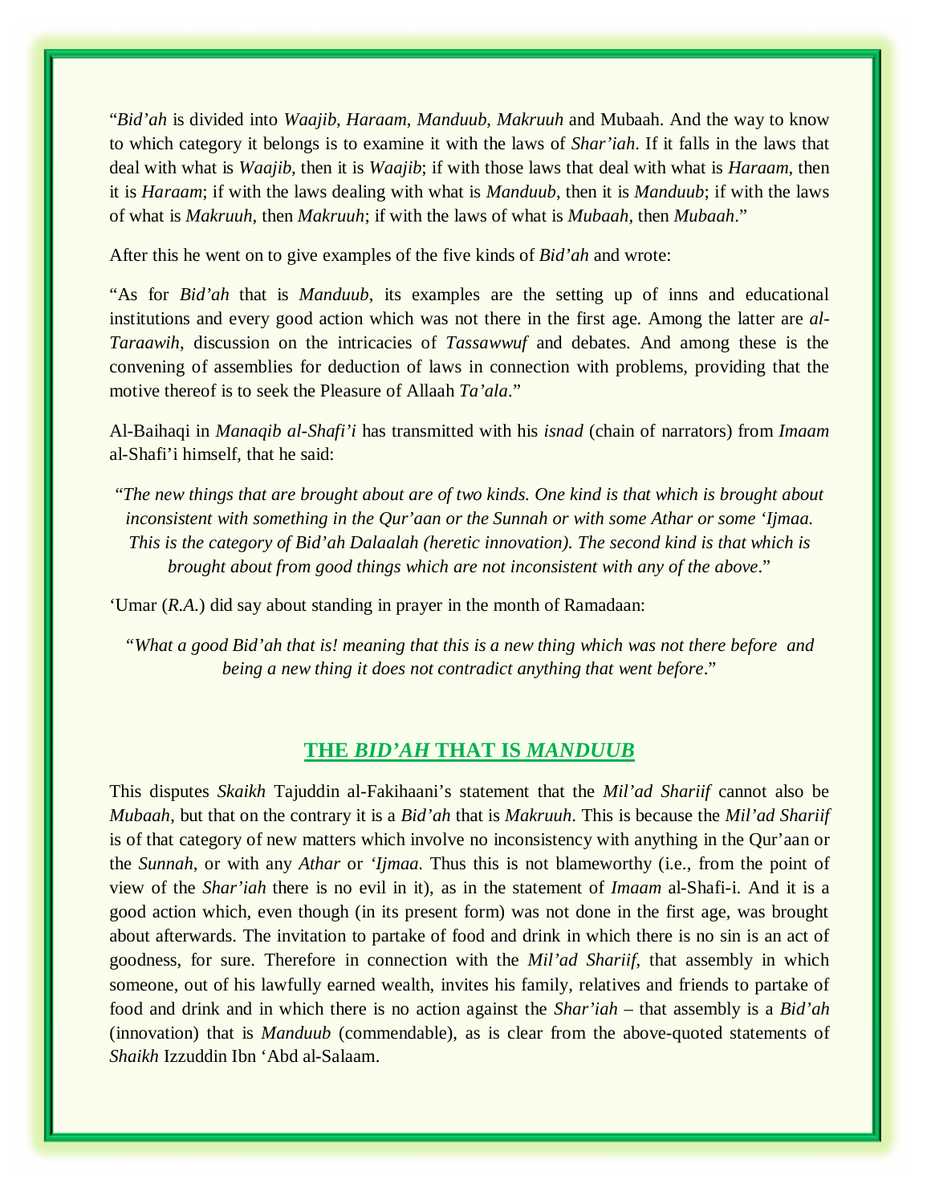"*Bid'ah* is divided into *Waajib*, *Haraam*, *Manduub*, *Makruuh* and Mubaah. And the way to know to which category it belongs is to examine it with the laws of *Shar'iah*. If it falls in the laws that deal with what is *Waajib*, then it is *Waajib*; if with those laws that deal with what is *Haraam*, then it is *Haraam*; if with the laws dealing with what is *Manduub*, then it is *Manduub*; if with the laws of what is *Makruuh*, then *Makruuh*; if with the laws of what is *Mubaah*, then *Mubaah*."

After this he went on to give examples of the five kinds of *Bid'ah* and wrote:

"As for *Bid'ah* that is *Manduub*, its examples are the setting up of inns and educational institutions and every good action which was not there in the first age. Among the latter are *al-Taraawih*, discussion on the intricacies of *Tassawwuf* and debates. And among these is the convening of assemblies for deduction of laws in connection with problems, providing that the motive thereof is to seek the Pleasure of Allaah *Ta'ala*."

Al-Baihaqi in *Manaqib al-Shafi'i* has transmitted with his *isnad* (chain of narrators) from *Imaam* al-Shafi'i himself, that he said:

> "*The new things that are brought about are of two kinds. One kind is that which is brought about inconsistent with something in the Qur'aan or the Sunnah or with some Athar or some 'Ijmaa. This is the category of Bid'ah Dalaalah (heretic innovation). The second kind is that which is brought about from good things which are not inconsistent with any of the above*."

'Umar (*R.A.*) did say about standing in prayer in the month of Ramadaan:

> "*What a good Bid'ah that is! meaning that this is a new thing which was not there before and being a new thing it does not contradict anything that went before*."

## THE *BID'AH* THAT IS *MANDUUB*

This disputes *Skaikh* Tajuddin al-Fakihaani's statement that the *Mil'ad Shariif* cannot also be *Mubaah*, but that on the contrary it is a *Bid'ah* that is *Makruuh*. This is because the *Mil'ad Shariif* is of that category of new matters which involve no inconsistency with anything in the Qur'aan or the *Sunnah*, or with any *Athar* or *'Ijmaa*. Thus this is not blameworthy (i.e., from the point of view of the *Shar'iah* there is no evil in it), as in the statement of *Imaam* al-Shafi-i. And it is a good action which, even though (in its present form) was not done in the first age, was brought about afterwards. The invitation to partake of food and drink in which there is no sin is an act of goodness, for sure. Therefore in connection with the *Mil'ad Shariif*, that assembly in which someone, out of his lawfully earned wealth, invites his family, relatives and friends to partake of food and drink and in which there is no action against the *Shar'iah* – that assembly is a *Bid'ah* (innovation) that is *Manduub* (commendable), as is clear from the above-quoted statements of *Shaikh* Izzuddin Ibn 'Abd al-Salaam.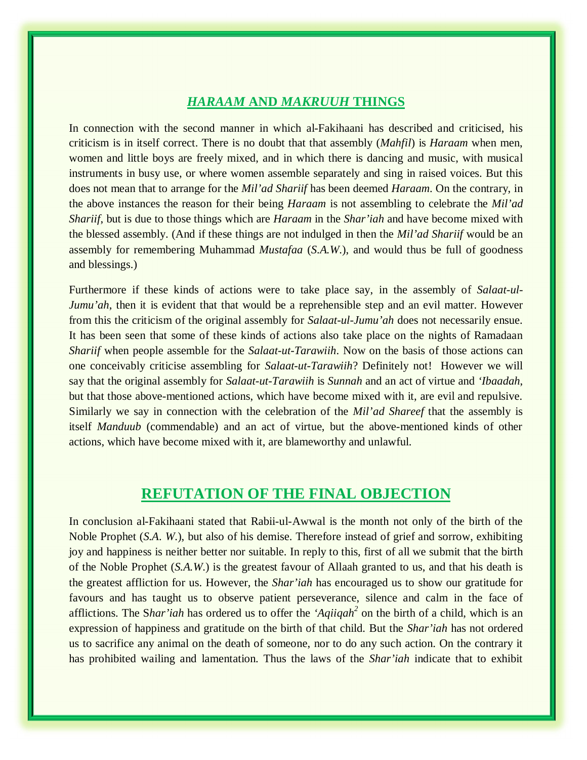## *HARAAM* AND *MAKRUUH* THINGS

In connection with the second manner in which al-Fakihaani has described and criticised, his criticism is in itself correct. There is no doubt that that assembly (*Mahfil*) is *Haraam* when men, women and little boys are freely mixed, and in which there is dancing and music, with musical instruments in busy use, or where women assemble separately and sing in raised voices. But this does not mean that to arrange for the *Mil'ad Shariif* has been deemed *Haraam*. On the contrary, in the above instances the reason for their being *Haraam* is not assembling to celebrate the *Mil'ad Shariif*, but is due to those things which are *Haraam* in the *Shar'iah* and have become mixed with the blessed assembly. (And if these things are not indulged in then the *Mil'ad Shariif* would be an assembly for remembering Muhammad *Mustafaa* (*S.A.W.*), and would thus be full of goodness and blessings.)

Furthermore if these kinds of actions were to take place say, in the assembly of *Salaat-ul-Jumu'ah*, then it is evident that that would be a reprehensible step and an evil matter. However from this the criticism of the original assembly for *Salaat-ul-Jumu'ah* does not necessarily ensue. It has been seen that some of these kinds of actions also take place on the nights of Ramadaan *Shariif* when people assemble for the *Salaat-ut-Tarawiih*. Now on the basis of those actions can one conceivably criticise assembling for *Salaat-ut-Tarawiih*? Definitely not! However we will say that the original assembly for *Salaat-ut-Tarawiih* is *Sunnah* and an act of virtue and *'Ibaadah*, but that those above-mentioned actions, which have become mixed with it, are evil and repulsive. Similarly we say in connection with the celebration of the *Mil'ad Shareef* that the assembly is itself *Manduub* (commendable) and an act of virtue, but the above-mentioned kinds of other actions, which have become mixed with it, are blameworthy and unlawful.

## REFUTATION OF THE FINAL OBJECTION

In conclusion al-Fakihaani stated that Rabii-ul-Awwal is the month not only of the birth of the Noble Prophet (*S.A. W.*), but also of his demise. Therefore instead of grief and sorrow, exhibiting joy and happiness is neither better nor suitable. In reply to this, first of all we submit that the birth of the Noble Prophet (*S.A.W.*) is the greatest favour of Allaah granted to us, and that his death is the greatest affliction for us. However, the *Shar'iah* has encouraged us to show our gratitude for favours and has taught us to observe patient perseverance, silence and calm in the face of afflictions. The S*har'iah* has ordered us to offer the *'Aqiiqah*[2] on the birth of a child, which is an expression of happiness and gratitude on the birth of that child. But the *Shar'iah* has not ordered us to sacrifice any animal on the death of someone, nor to do any such action. On the contrary it has prohibited wailing and lamentation. Thus the laws of the *Shar'iah* indicate that to exhibit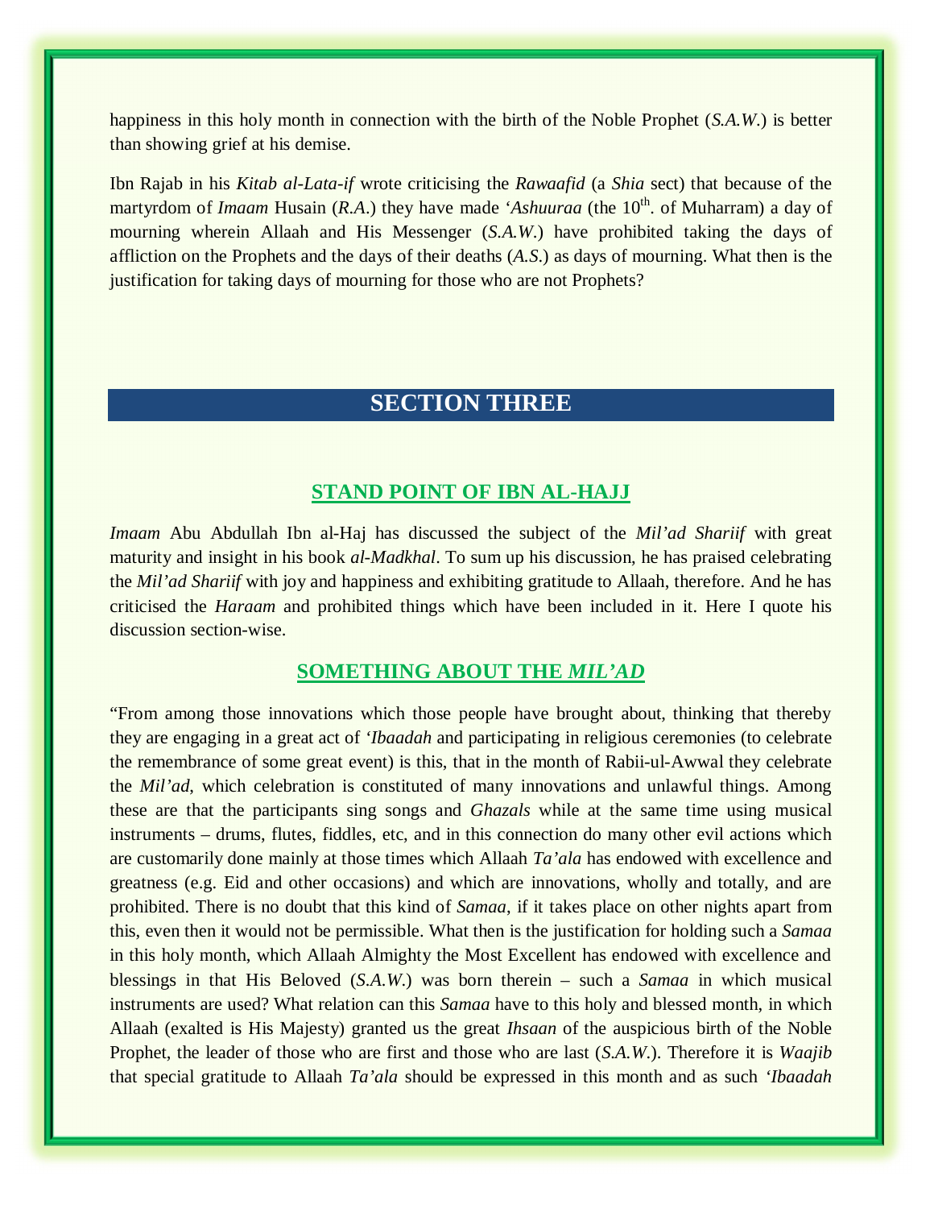happiness in this holy month in connection with the birth of the Noble Prophet (*S.A.W.*) is better than showing grief at his demise.

Ibn Rajab in his *Kitab al-Lata-if* wrote criticising the *Rawaafid* (a *Shia* sect) that because of the martyrdom of *Imaam* Husain (*R.A.*) they have made '*Ashuuraa* (the 10th. of Muharram) a day of mourning wherein Allaah and His Messenger (*S.A.W.*) have prohibited taking the days of affliction on the Prophets and the days of their deaths (*A.S.*) as days of mourning. What then is the justification for taking days of mourning for those who are not Prophets?

## SECTION THREE

### STAND POINT OF IBN AL-HAJJ

*Imaam* Abu Abdullah Ibn al-Haj has discussed the subject of the *Mil'ad Shariif* with great maturity and insight in his book *al-Madkhal*. To sum up his discussion, he has praised celebrating the *Mil'ad Shariif* with joy and happiness and exhibiting gratitude to Allaah, therefore. And he has criticised the *Haraam* and prohibited things which have been included in it. Here I quote his discussion section-wise.

### SOMETHING ABOUT THE *MIL'AD*

"From among those innovations which those people have brought about, thinking that thereby they are engaging in a great act of '*Ibaadah* and participating in religious ceremonies (to celebrate the remembrance of some great event) is this, that in the month of Rabii-ul-Awwal they celebrate the *Mil'ad*, which celebration is constituted of many innovations and unlawful things. Among these are that the participants sing songs and *Ghazals* while at the same time using musical instruments – drums, flutes, fiddles, etc, and in this connection do many other evil actions which are customarily done mainly at those times which Allaah *Ta'ala* has endowed with excellence and greatness (e.g. Eid and other occasions) and which are innovations, wholly and totally, and are prohibited. There is no doubt that this kind of *Samaa*, if it takes place on other nights apart from this, even then it would not be permissible. What then is the justification for holding such a *Samaa* in this holy month, which Allaah Almighty the Most Excellent has endowed with excellence and blessings in that His Beloved (*S.A.W.*) was born therein – such a *Samaa* in which musical instruments are used? What relation can this *Samaa* have to this holy and blessed month, in which Allaah (exalted is His Majesty) granted us the great *Ihsaan* of the auspicious birth of the Noble Prophet, the leader of those who are first and those who are last (*S.A.W.*). Therefore it is *Waajib* that special gratitude to Allaah *Ta'ala* should be expressed in this month and as such '*Ibaadah*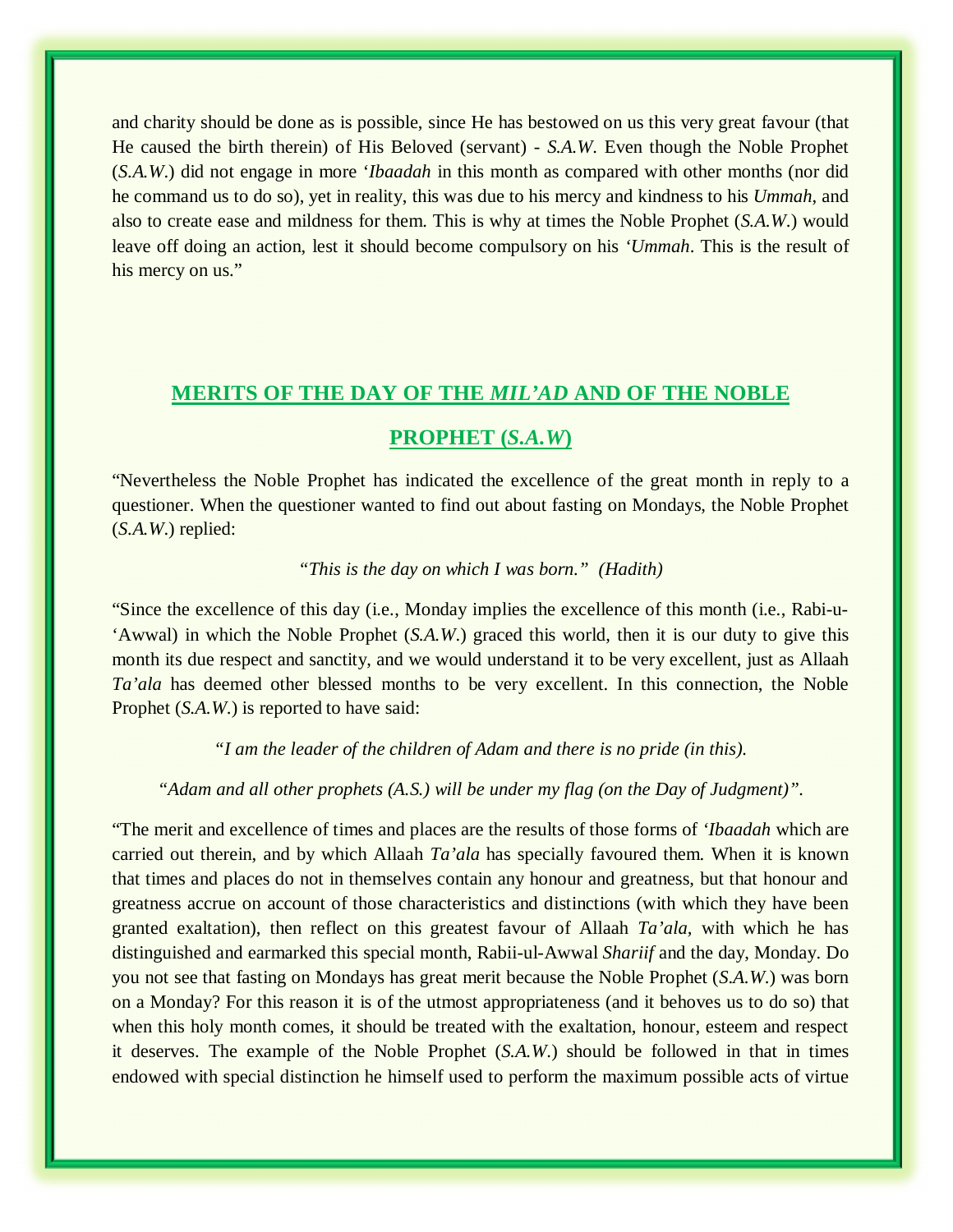and charity should be done as is possible, since He has bestowed on us this very great favour (that He caused the birth therein) of His Beloved (servant) - *S.A.W.* Even though the Noble Prophet (*S.A.W.*) did not engage in more '*Ibaadah* in this month as compared with other months (nor did he command us to do so), yet in reality, this was due to his mercy and kindness to his *Ummah*, and also to create ease and mildness for them. This is why at times the Noble Prophet (*S.A.W.*) would leave off doing an action, lest it should become compulsory on his '*Ummah*. This is the result of his mercy on us."

## MERITS OF THE DAY OF THE *MIL'AD* AND OF THE NOBLE PROPHET (*S.A.W*)

"Nevertheless the Noble Prophet has indicated the excellence of the great month in reply to a questioner. When the questioner wanted to find out about fasting on Mondays, the Noble Prophet (*S.A.W.*) replied:

*"This is the day on which I was born." (Hadith)*

"Since the excellence of this day (i.e., Monday implies the excellence of this month (i.e., Rabi-u-'Awwal) in which the Noble Prophet (*S.A.W.*) graced this world, then it is our duty to give this month its due respect and sanctity, and we would understand it to be very excellent, just as Allaah *Ta'ala* has deemed other blessed months to be very excellent. In this connection, the Noble Prophet (*S.A.W.*) is reported to have said:

*"I am the leader of the children of Adam and there is no pride (in this).*

*"Adam and all other prophets (A.S.) will be under my flag (on the Day of Judgment)"*.

"The merit and excellence of times and places are the results of those forms of '*Ibaadah* which are carried out therein, and by which Allaah *Ta'ala* has specially favoured them. When it is known that times and places do not in themselves contain any honour and greatness, but that honour and greatness accrue on account of those characteristics and distinctions (with which they have been granted exaltation), then reflect on this greatest favour of Allaah *Ta'ala,* with which he has distinguished and earmarked this special month, Rabii-ul-Awwal *Shariif* and the day, Monday. Do you not see that fasting on Mondays has great merit because the Noble Prophet (*S.A.W.*) was born on a Monday? For this reason it is of the utmost appropriateness (and it behoves us to do so) that when this holy month comes, it should be treated with the exaltation, honour, esteem and respect it deserves. The example of the Noble Prophet (*S.A.W.*) should be followed in that in times endowed with special distinction he himself used to perform the maximum possible acts of virtue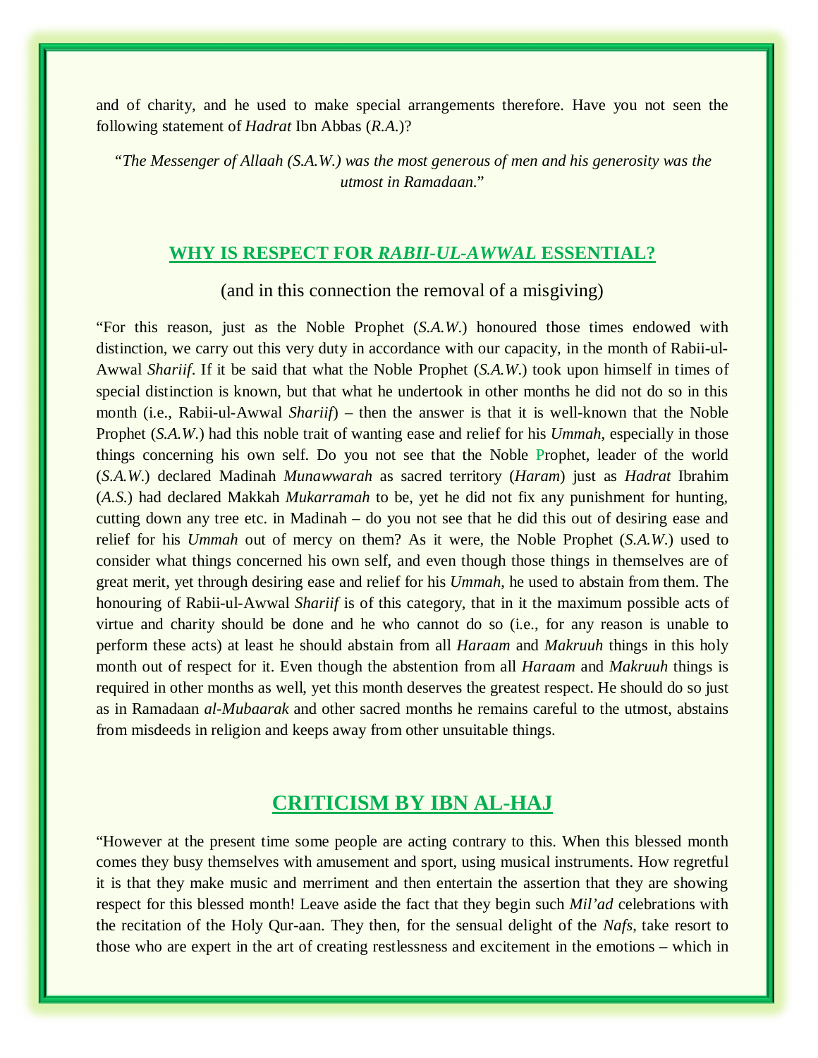and of charity, and he used to make special arrangements therefore. Have you not seen the following statement of *Hadrat* Ibn Abbas (*R.A.*)?

"*The Messenger of Allaah (S.A.W.) was the most generous of men and his generosity was the utmost in Ramadaan.*"

## WHY IS RESPECT FOR *RABII-UL-AWWAL* ESSENTIAL?

(and in this connection the removal of a misgiving)

"For this reason, just as the Noble Prophet (*S.A.W.*) honoured those times endowed with distinction, we carry out this very duty in accordance with our capacity, in the month of Rabii-ul-Awwal *Shariif*. If it be said that what the Noble Prophet (*S.A.W.*) took upon himself in times of special distinction is known, but that what he undertook in other months he did not do so in this month (i.e., Rabii-ul-Awwal *Shariif*) – then the answer is that it is well-known that the Noble Prophet (*S.A.W.*) had this noble trait of wanting ease and relief for his *Ummah*, especially in those things concerning his own self. Do you not see that the Noble Prophet, leader of the world (*S.A.W.*) declared Madinah *Munawwarah* as sacred territory (*Haram*) just as *Hadrat* Ibrahim (*A.S.*) had declared Makkah *Mukarramah* to be, yet he did not fix any punishment for hunting, cutting down any tree etc. in Madinah – do you not see that he did this out of desiring ease and relief for his *Ummah* out of mercy on them? As it were, the Noble Prophet (*S.A.W.*) used to consider what things concerned his own self, and even though those things in themselves are of great merit, yet through desiring ease and relief for his *Ummah*, he used to abstain from them. The honouring of Rabii-ul-Awwal *Shariif* is of this category, that in it the maximum possible acts of virtue and charity should be done and he who cannot do so (i.e., for any reason is unable to perform these acts) at least he should abstain from all *Haraam* and *Makruuh* things in this holy month out of respect for it. Even though the abstention from all *Haraam* and *Makruuh* things is required in other months as well, yet this month deserves the greatest respect. He should do so just as in Ramadaan *al-Mubaarak* and other sacred months he remains careful to the utmost, abstains from misdeeds in religion and keeps away from other unsuitable things.

## CRITICISM BY IBN AL-HAJ

"However at the present time some people are acting contrary to this. When this blessed month comes they busy themselves with amusement and sport, using musical instruments. How regretful it is that they make music and merriment and then entertain the assertion that they are showing respect for this blessed month! Leave aside the fact that they begin such *Mil'ad* celebrations with the recitation of the Holy Qur-aan. They then, for the sensual delight of the *Nafs*, take resort to those who are expert in the art of creating restlessness and excitement in the emotions – which in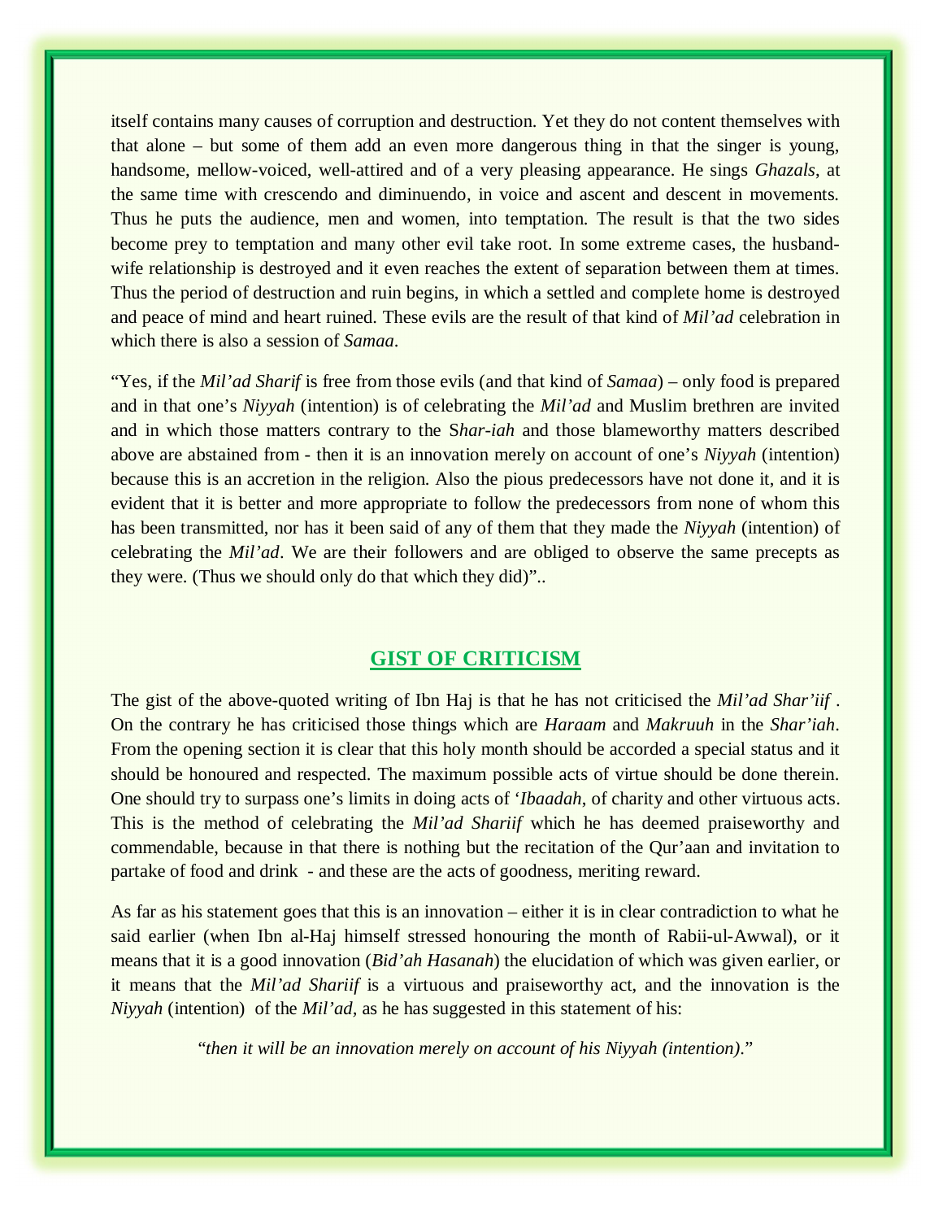itself contains many causes of corruption and destruction. Yet they do not content themselves with that alone – but some of them add an even more dangerous thing in that the singer is young, handsome, mellow-voiced, well-attired and of a very pleasing appearance. He sings *Ghazals*, at the same time with crescendo and diminuendo, in voice and ascent and descent in movements. Thus he puts the audience, men and women, into temptation. The result is that the two sides become prey to temptation and many other evil take root. In some extreme cases, the husband-wife relationship is destroyed and it even reaches the extent of separation between them at times. Thus the period of destruction and ruin begins, in which a settled and complete home is destroyed and peace of mind and heart ruined. These evils are the result of that kind of *Mil'ad* celebration in which there is also a session of *Samaa*.

"Yes, if the *Mil'ad Sharif* is free from those evils (and that kind of *Samaa*) – only food is prepared and in that one's *Niyyah* (intention) is of celebrating the *Mil'ad* and Muslim brethren are invited and in which those matters contrary to the S*har-iah* and those blameworthy matters described above are abstained from - then it is an innovation merely on account of one's *Niyyah* (intention) because this is an accretion in the religion. Also the pious predecessors have not done it, and it is evident that it is better and more appropriate to follow the predecessors from none of whom this has been transmitted, nor has it been said of any of them that they made the *Niyyah* (intention) of celebrating the *Mil'ad*. We are their followers and are obliged to observe the same precepts as they were. (Thus we should only do that which they did)"..

## GIST OF CRITICISM

The gist of the above-quoted writing of Ibn Haj is that he has not criticised the *Mil'ad Shar'iif* . On the contrary he has criticised those things which are *Haraam* and *Makruuh* in the *Shar'iah*. From the opening section it is clear that this holy month should be accorded a special status and it should be honoured and respected. The maximum possible acts of virtue should be done therein. One should try to surpass one's limits in doing acts of '*Ibaadah*, of charity and other virtuous acts. This is the method of celebrating the *Mil'ad Shariif* which he has deemed praiseworthy and commendable, because in that there is nothing but the recitation of the Qur'aan and invitation to partake of food and drink - and these are the acts of goodness, meriting reward.

As far as his statement goes that this is an innovation – either it is in clear contradiction to what he said earlier (when Ibn al-Haj himself stressed honouring the month of Rabii-ul-Awwal), or it means that it is a good innovation (*Bid'ah Hasanah*) the elucidation of which was given earlier, or it means that the *Mil'ad Shariif* is a virtuous and praiseworthy act, and the innovation is the *Niyyah* (intention) of the *Mil'ad,* as he has suggested in this statement of his:

"*then it will be an innovation merely on account of his Niyyah (intention)*."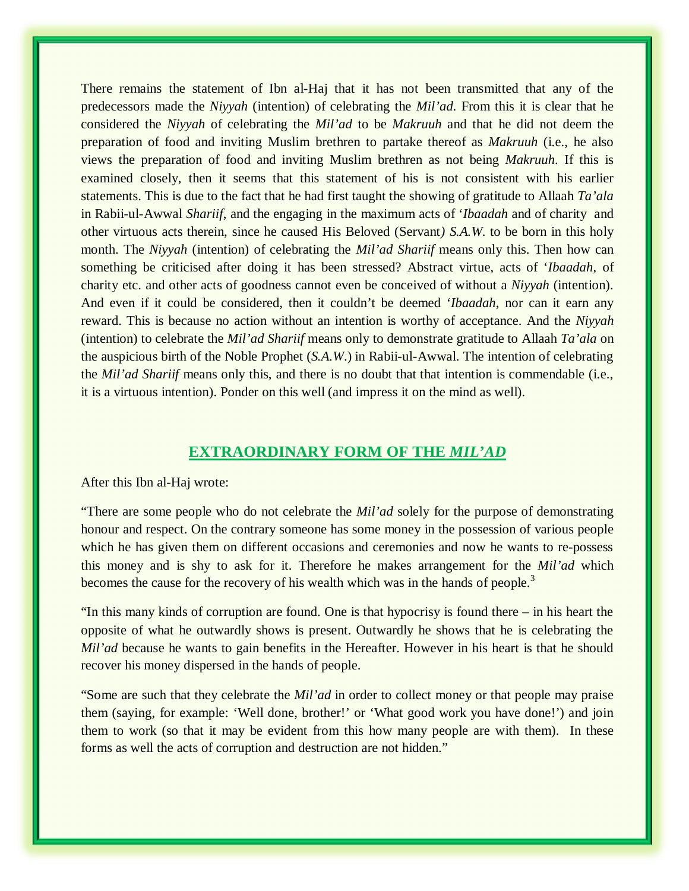There remains the statement of Ibn al-Haj that it has not been transmitted that any of the predecessors made the *Niyyah* (intention) of celebrating the *Mil'ad*. From this it is clear that he considered the *Niyyah* of celebrating the *Mil'ad* to be *Makruuh* and that he did not deem the preparation of food and inviting Muslim brethren to partake thereof as *Makruuh* (i.e., he also views the preparation of food and inviting Muslim brethren as not being *Makruuh*. If this is examined closely, then it seems that this statement of his is not consistent with his earlier statements. This is due to the fact that he had first taught the showing of gratitude to Allaah *Ta'ala* in Rabii-ul-Awwal *Shariif,* and the engaging in the maximum acts of '*Ibaadah* and of charity and other virtuous acts therein, since he caused His Beloved (Servant*) S.A.W.* to be born in this holy month. The *Niyyah* (intention) of celebrating the *Mil'ad Shariif* means only this. Then how can something be criticised after doing it has been stressed? Abstract virtue, acts of '*Ibaadah*, of charity etc. and other acts of goodness cannot even be conceived of without a *Niyyah* (intention). And even if it could be considered, then it couldn't be deemed '*Ibaadah*, nor can it earn any reward. This is because no action without an intention is worthy of acceptance. And the *Niyyah* (intention) to celebrate the *Mil'ad Shariif* means only to demonstrate gratitude to Allaah *Ta'ala* on the auspicious birth of the Noble Prophet (*S.A.W.*) in Rabii-ul-Awwal. The intention of celebrating the *Mil'ad Shariif* means only this, and there is no doubt that that intention is commendable (i.e., it is a virtuous intention). Ponder on this well (and impress it on the mind as well).

## EXTRAORDINARY FORM OF THE *MIL'AD*

After this Ibn al-Haj wrote:

"There are some people who do not celebrate the *Mil'ad* solely for the purpose of demonstrating honour and respect. On the contrary someone has some money in the possession of various people which he has given them on different occasions and ceremonies and now he wants to re-possess this money and is shy to ask for it. Therefore he makes arrangement for the *Mil'ad* which becomes the cause for the recovery of his wealth which was in the hands of people.[3]

"In this many kinds of corruption are found. One is that hypocrisy is found there – in his heart the opposite of what he outwardly shows is present. Outwardly he shows that he is celebrating the *Mil'ad* because he wants to gain benefits in the Hereafter. However in his heart is that he should recover his money dispersed in the hands of people.

"Some are such that they celebrate the *Mil'ad* in order to collect money or that people may praise them (saying, for example: 'Well done, brother!' or 'What good work you have done!') and join them to work (so that it may be evident from this how many people are with them). In these forms as well the acts of corruption and destruction are not hidden."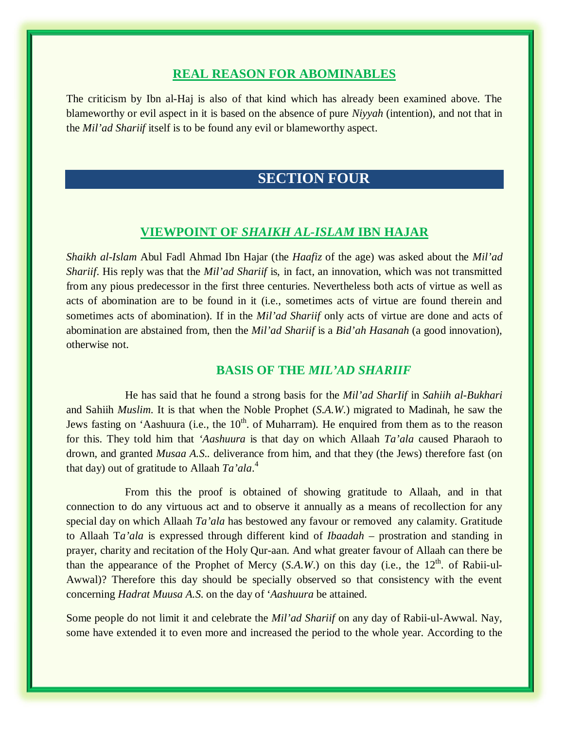## REAL REASON FOR ABOMINABLES

The criticism by Ibn al-Haj is also of that kind which has already been examined above. The blameworthy or evil aspect in it is based on the absence of pure *Niyyah* (intention), and not that in the *Mil'ad Shariif* itself is to be found any evil or blameworthy aspect.

# SECTION FOUR

## VIEWPOINT OF *SHAIKH AL-ISLAM* IBN HAJAR

*Shaikh al-Islam* Abul Fadl Ahmad Ibn Hajar (the *Haafiz* of the age) was asked about the *Mil'ad Shariif*. His reply was that the *Mil'ad Shariif* is, in fact, an innovation, which was not transmitted from any pious predecessor in the first three centuries. Nevertheless both acts of virtue as well as acts of abomination are to be found in it (i.e., sometimes acts of virtue are found therein and sometimes acts of abomination). If in the *Mil'ad Shariif* only acts of virtue are done and acts of abomination are abstained from, then the *Mil'ad Shariif* is a *Bid'ah Hasanah* (a good innovation), otherwise not.

## BASIS OF THE *MIL'AD SHARIIF*

He has said that he found a strong basis for the *Mil'ad SharIif* in *Sahiih al-Bukhari* and Sahiih *Muslim*. It is that when the Noble Prophet (*S.A.W.*) migrated to Madinah, he saw the Jews fasting on 'Aashuura (i.e., the 10th. of Muharram). He enquired from them as to the reason for this. They told him that *'Aashuura* is that day on which Allaah *Ta'ala* caused Pharaoh to drown, and granted *Musaa A.S.*. deliverance from him, and that they (the Jews) therefore fast (on that day) out of gratitude to Allaah *Ta'ala*.[4]

From this the proof is obtained of showing gratitude to Allaah, and in that connection to do any virtuous act and to observe it annually as a means of recollection for any special day on which Allaah *Ta'ala* has bestowed any favour or removed any calamity. Gratitude to Allaah T*a'ala* is expressed through different kind of *Ibaadah* – prostration and standing in prayer, charity and recitation of the Holy Qur-aan. And what greater favour of Allaah can there be than the appearance of the Prophet of Mercy (*S.A.W.*) on this day (i.e., the 12th. of Rabii-ul-Awwal)? Therefore this day should be specially observed so that consistency with the event concerning *Hadrat Muusa A.S.* on the day of '*Aashuura* be attained.

Some people do not limit it and celebrate the *Mil'ad Shariif* on any day of Rabii-ul-Awwal. Nay, some have extended it to even more and increased the period to the whole year. According to the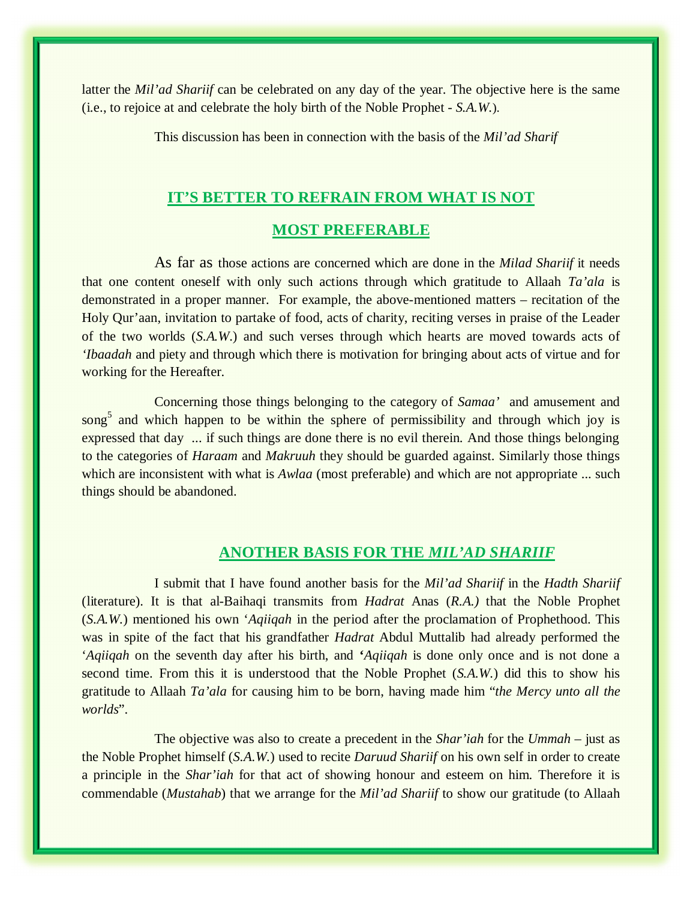latter the *Mil'ad Shariif* can be celebrated on any day of the year. The objective here is the same (i.e., to rejoice at and celebrate the holy birth of the Noble Prophet - *S.A.W.*).

This discussion has been in connection with the basis of the *Mil'ad Sharif*

## IT'S BETTER TO REFRAIN FROM WHAT IS NOT MOST PREFERABLE

As far as those actions are concerned which are done in the *Milad Shariif* it needs that one content oneself with only such actions through which gratitude to Allaah *Ta'ala* is demonstrated in a proper manner. For example, the above-mentioned matters – recitation of the Holy Qur'aan, invitation to partake of food, acts of charity, reciting verses in praise of the Leader of the two worlds (*S.A.W.*) and such verses through which hearts are moved towards acts of *'Ibaadah* and piety and through which there is motivation for bringing about acts of virtue and for working for the Hereafter.

Concerning those things belonging to the category of *Samaa'* and amusement and song[5] and which happen to be within the sphere of permissibility and through which joy is expressed that day ... if such things are done there is no evil therein. And those things belonging to the categories of *Haraam* and *Makruuh* they should be guarded against. Similarly those things which are inconsistent with what is *Awlaa* (most preferable) and which are not appropriate ... such things should be abandoned.

## ANOTHER BASIS FOR THE *MIL'AD SHARIIF*

I submit that I have found another basis for the *Mil'ad Shariif* in the *Hadth Shariif* (literature). It is that al-Baihaqi transmits from *Hadrat* Anas (*R.A.)* that the Noble Prophet (*S.A.W.*) mentioned his own '*Aqiiqah* in the period after the proclamation of Prophethood. This was in spite of the fact that his grandfather *Hadrat* Abdul Muttalib had already performed the '*Aqiiqah* on the seventh day after his birth, and '*Aqiiqah* is done only once and is not done a second time. From this it is understood that the Noble Prophet (*S.A.W.*) did this to show his gratitude to Allaah *Ta'ala* for causing him to be born, having made him "*the Mercy unto all the worlds*".

The objective was also to create a precedent in the *Shar'iah* for the *Ummah* – just as the Noble Prophet himself (*S.A.W.*) used to recite *Daruud Shariif* on his own self in order to create a principle in the *Shar'iah* for that act of showing honour and esteem on him. Therefore it is commendable (*Mustahab*) that we arrange for the *Mil'ad Shariif* to show our gratitude (to Allaah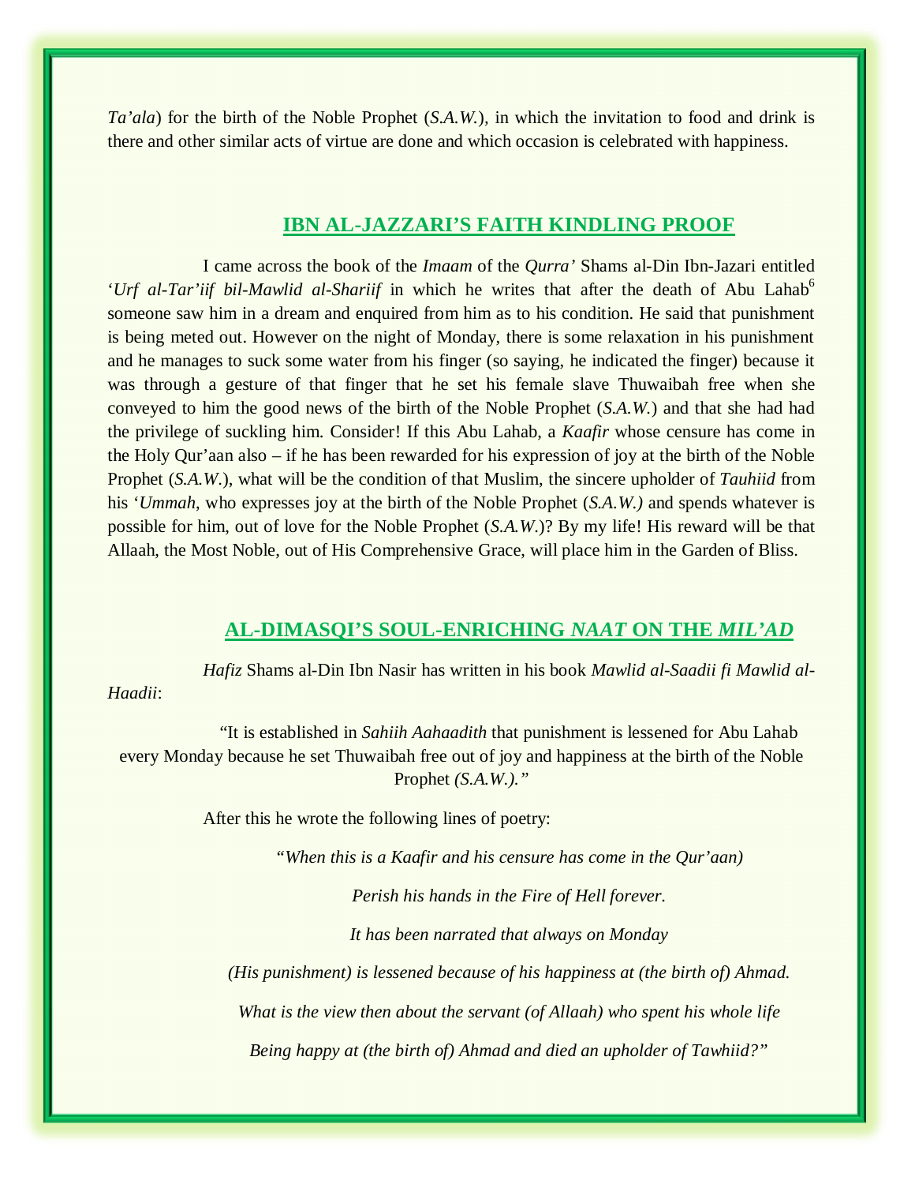*Ta'ala*) for the birth of the Noble Prophet (*S.A.W.*), in which the invitation to food and drink is there and other similar acts of virtue are done and which occasion is celebrated with happiness.

## IBN AL-JAZZARI'S FAITH KINDLING PROOF

I came across the book of the *Imaam* of the *Qurra'* Shams al-Din Ibn-Jazari entitled '*Urf al-Tar'iif bil-Mawlid al-Shariif* in which he writes that after the death of Abu Lahab[6] someone saw him in a dream and enquired from him as to his condition. He said that punishment is being meted out. However on the night of Monday, there is some relaxation in his punishment and he manages to suck some water from his finger (so saying, he indicated the finger) because it was through a gesture of that finger that he set his female slave Thuwaibah free when she conveyed to him the good news of the birth of the Noble Prophet (*S.A.W.*) and that she had had the privilege of suckling him. Consider! If this Abu Lahab, a *Kaafir* whose censure has come in the Holy Qur'aan also – if he has been rewarded for his expression of joy at the birth of the Noble Prophet (*S.A.W.*), what will be the condition of that Muslim, the sincere upholder of *Tauhiid* from his '*Ummah*, who expresses joy at the birth of the Noble Prophet (*S.A.W.)* and spends whatever is possible for him, out of love for the Noble Prophet (*S.A.W.*)? By my life! His reward will be that Allaah, the Most Noble, out of His Comprehensive Grace, will place him in the Garden of Bliss.

## AL-DIMASQI'S SOUL-ENRICHING *NAAT* ON THE *MIL'AD*

*Hafiz* Shams al-Din Ibn Nasir has written in his book *Mawlid al-Saadii fi Mawlid al-Haadii*:

> "It is established in *Sahiih Aahaadith* that punishment is lessened for Abu Lahab every Monday because he set Thuwaibah free out of joy and happiness at the birth of the Noble Prophet *(S.A.W.).*"

After this he wrote the following lines of poetry:

*"When this is a Kaafir and his censure has come in the Qur'aan)*

*Perish his hands in the Fire of Hell forever.*

*It has been narrated that always on Monday*

*(His punishment) is lessened because of his happiness at (the birth of) Ahmad.*

*What is the view then about the servant (of Allaah) who spent his whole life*

*Being happy at (the birth of) Ahmad and died an upholder of Tawhiid?"*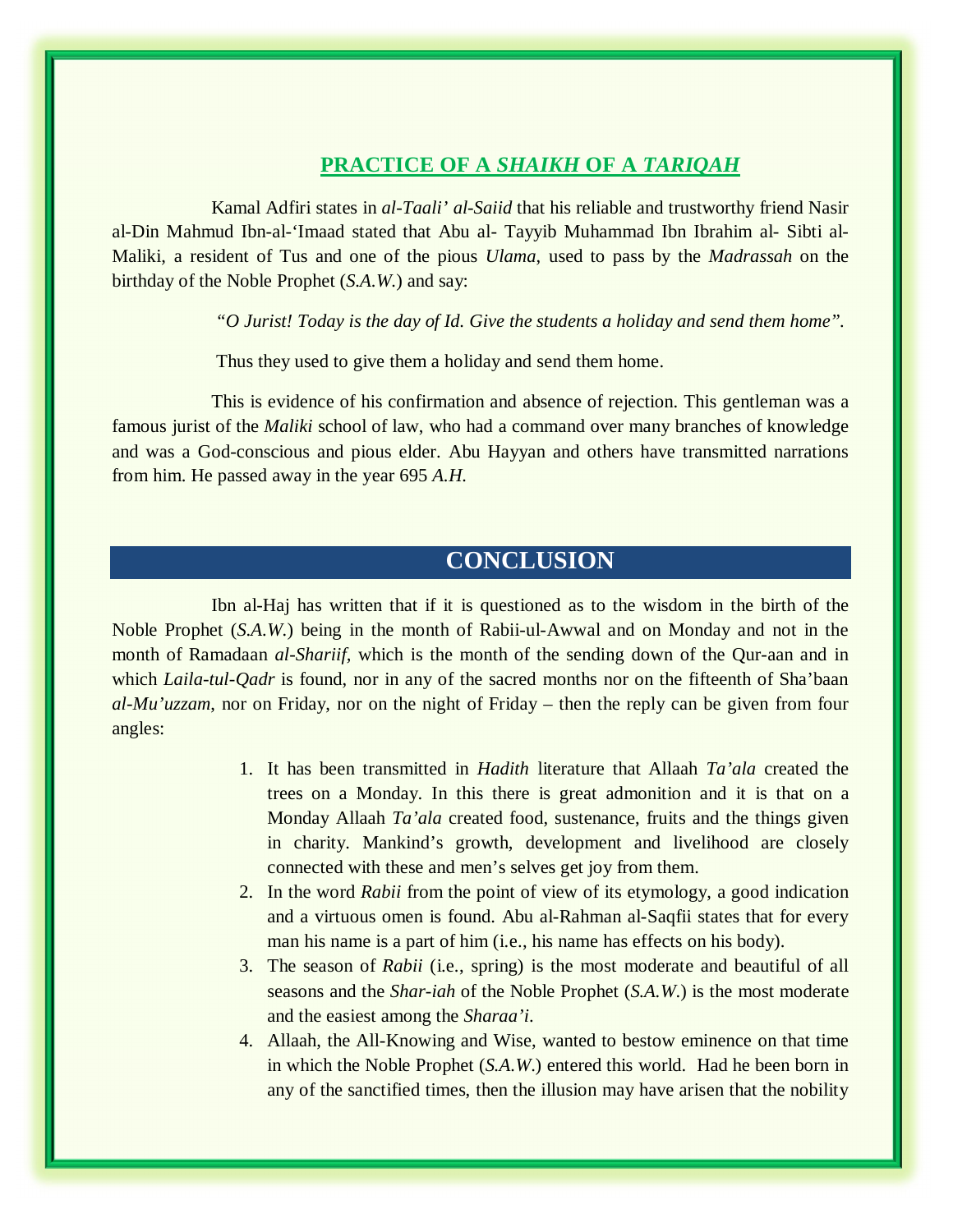## PRACTICE OF A *SHAIKH* OF A *TARIQAH*

Kamal Adfiri states in *al-Taali' al-Saiid* that his reliable and trustworthy friend Nasir al-Din Mahmud Ibn-al-'Imaad stated that Abu al- Tayyib Muhammad Ibn Ibrahim al- Sibti al-Maliki, a resident of Tus and one of the pious *Ulama*, used to pass by the *Madrassah* on the birthday of the Noble Prophet (*S.A.W.*) and say:

> *"O Jurist! Today is the day of Id. Give the students a holiday and send them home".*

Thus they used to give them a holiday and send them home.

This is evidence of his confirmation and absence of rejection. This gentleman was a famous jurist of the *Maliki* school of law, who had a command over many branches of knowledge and was a God-conscious and pious elder. Abu Hayyan and others have transmitted narrations from him. He passed away in the year 695 *A.H.*

## CONCLUSION

Ibn al-Haj has written that if it is questioned as to the wisdom in the birth of the Noble Prophet (*S.A.W.*) being in the month of Rabii-ul-Awwal and on Monday and not in the month of Ramadaan *al-Shariif,* which is the month of the sending down of the Qur-aan and in which *Laila-tul-Qadr* is found, nor in any of the sacred months nor on the fifteenth of Sha'baan *al-Mu'uzzam,* nor on Friday, nor on the night of Friday – then the reply can be given from four angles:

1. It has been transmitted in *Hadith* literature that Allaah *Ta'ala* created the trees on a Monday. In this there is great admonition and it is that on a Monday Allaah *Ta'ala* created food, sustenance, fruits and the things given in charity. Mankind's growth, development and livelihood are closely connected with these and men's selves get joy from them.
2. In the word *Rabii* from the point of view of its etymology, a good indication and a virtuous omen is found. Abu al-Rahman al-Saqfii states that for every man his name is a part of him (i.e., his name has effects on his body).
3. The season of *Rabii* (i.e., spring) is the most moderate and beautiful of all seasons and the *Shar-iah* of the Noble Prophet (*S.A.W.*) is the most moderate and the easiest among the *Sharaa'i*.
4. Allaah, the All-Knowing and Wise, wanted to bestow eminence on that time in which the Noble Prophet (*S.A.W.*) entered this world. Had he been born in any of the sanctified times, then the illusion may have arisen that the nobility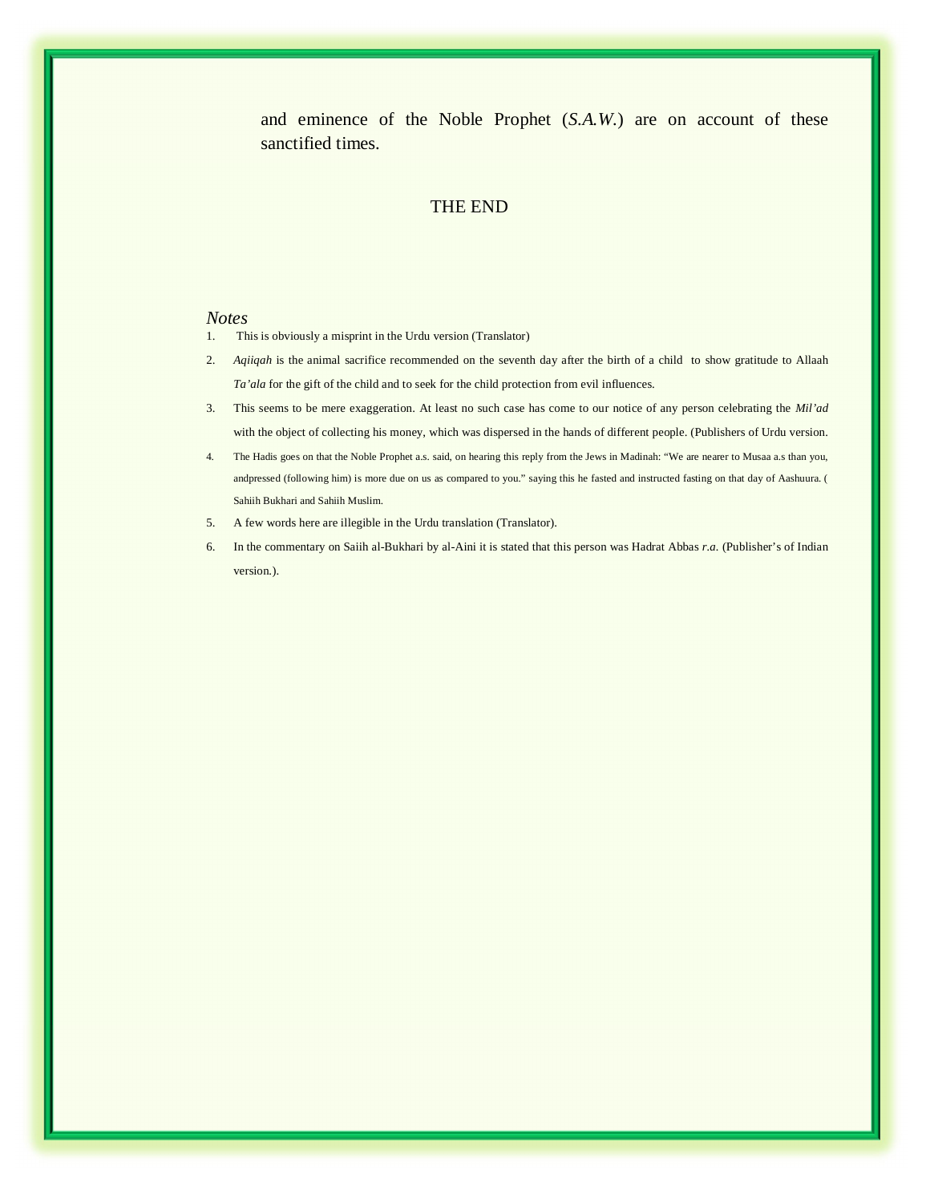and eminence of the Noble Prophet (*S.A.W.*) are on account of these sanctified times.

THE END

*Notes*

1. This is obviously a misprint in the Urdu version (Translator)
2. *Aqiiqah* is the animal sacrifice recommended on the seventh day after the birth of a child to show gratitude to Allaah *Ta'ala* for the gift of the child and to seek for the child protection from evil influences.
3. This seems to be mere exaggeration. At least no such case has come to our notice of any person celebrating the *Mil'ad* with the object of collecting his money, which was dispersed in the hands of different people. (Publishers of Urdu version.
4. The Hadis goes on that the Noble Prophet a.s. said, on hearing this reply from the Jews in Madinah: "We are nearer to Musaa a.s than you, andpressed (following him) is more due on us as compared to you." saying this he fasted and instructed fasting on that day of Aashuura. ( Sahiih Bukhari and Sahiih Muslim.
5. A few words here are illegible in the Urdu translation (Translator).
6. In the commentary on Saiih al-Bukhari by al-Aini it is stated that this person was Hadrat Abbas *r.a.* (Publisher's of Indian version.).